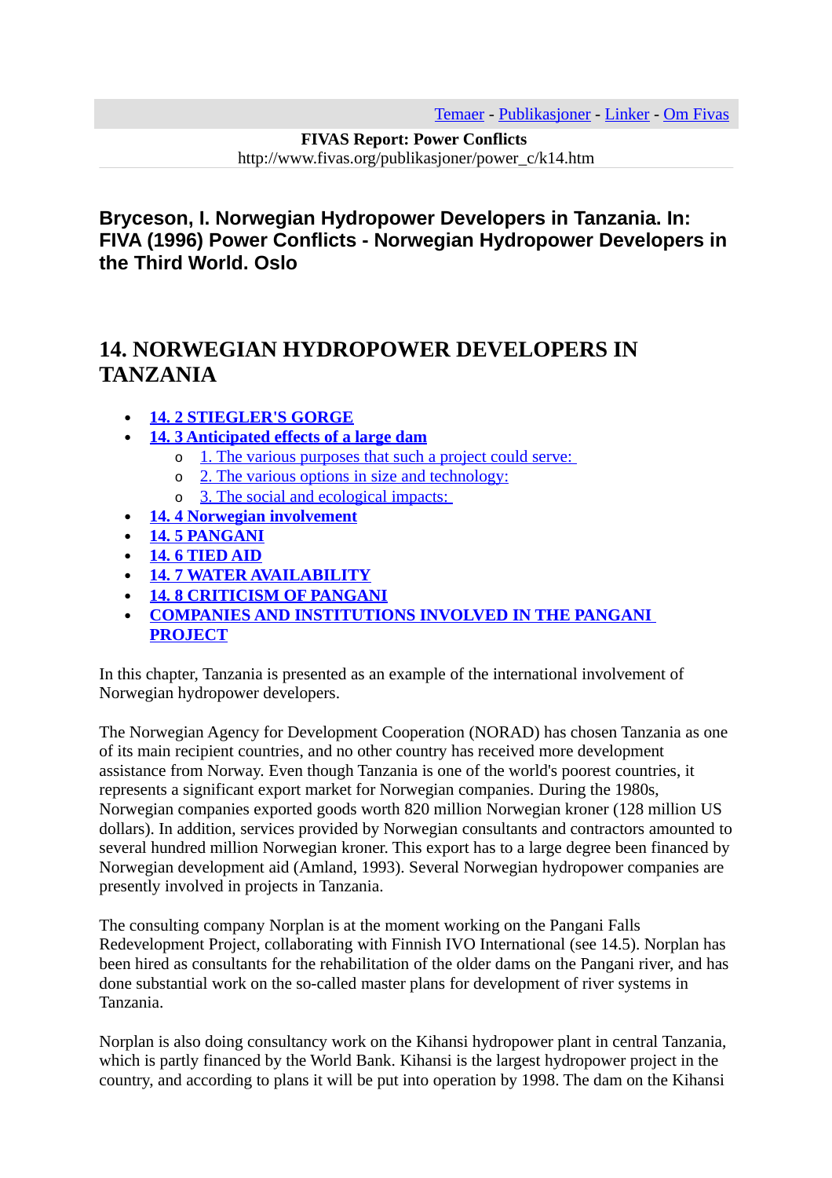Temaer - Publikasjoner - Linker - Om Fivas

**FIVAS Report: Power Conflicts**
http://www.fivas.org/publikasjoner/power_c/k14.htm

## Bryceson, I. Norwegian Hydropower Developers in Tanzania. In: FIVA (1996) Power Conflicts - Norwegian Hydropower Developers in the Third World. Oslo

# 14. NORWEGIAN HYDROPOWER DEVELOPERS IN TANZANIA

- 14. 2 STIEGLER'S GORGE
- 14. 3 Anticipated effects of a large dam
  - 1. The various purposes that such a project could serve:
  - 2. The various options in size and technology:
  - 3. The social and ecological impacts:
- 14. 4 Norwegian involvement
- 14. 5 PANGANI
- 14. 6 TIED AID
- 14. 7 WATER AVAILABILITY
- 14. 8 CRITICISM OF PANGANI
- COMPANIES AND INSTITUTIONS INVOLVED IN THE PANGANI PROJECT

In this chapter, Tanzania is presented as an example of the international involvement of Norwegian hydropower developers.

The Norwegian Agency for Development Cooperation (NORAD) has chosen Tanzania as one of its main recipient countries, and no other country has received more development assistance from Norway. Even though Tanzania is one of the world's poorest countries, it represents a significant export market for Norwegian companies. During the 1980s, Norwegian companies exported goods worth 820 million Norwegian kroner (128 million US dollars). In addition, services provided by Norwegian consultants and contractors amounted to several hundred million Norwegian kroner. This export has to a large degree been financed by Norwegian development aid (Amland, 1993). Several Norwegian hydropower companies are presently involved in projects in Tanzania.

The consulting company Norplan is at the moment working on the Pangani Falls Redevelopment Project, collaborating with Finnish IVO International (see 14.5). Norplan has been hired as consultants for the rehabilitation of the older dams on the Pangani river, and has done substantial work on the so-called master plans for development of river systems in Tanzania.

Norplan is also doing consultancy work on the Kihansi hydropower plant in central Tanzania, which is partly financed by the World Bank. Kihansi is the largest hydropower project in the country, and according to plans it will be put into operation by 1998. The dam on the Kihansi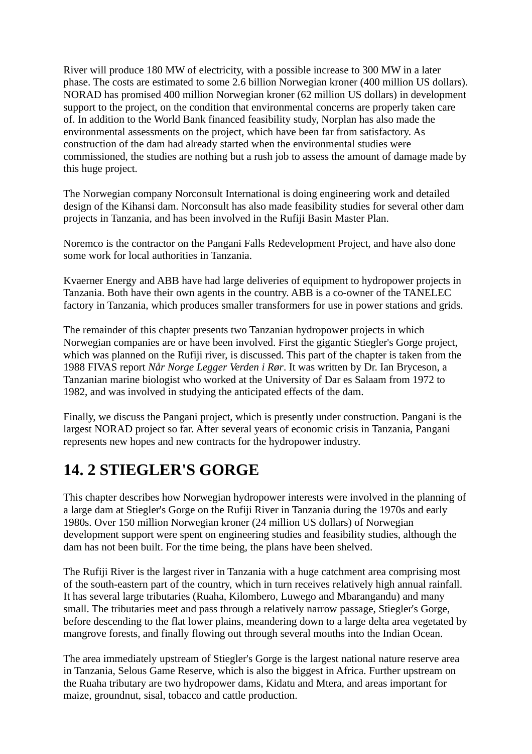River will produce 180 MW of electricity, with a possible increase to 300 MW in a later phase. The costs are estimated to some 2.6 billion Norwegian kroner (400 million US dollars). NORAD has promised 400 million Norwegian kroner (62 million US dollars) in development support to the project, on the condition that environmental concerns are properly taken care of. In addition to the World Bank financed feasibility study, Norplan has also made the environmental assessments on the project, which have been far from satisfactory. As construction of the dam had already started when the environmental studies were commissioned, the studies are nothing but a rush job to assess the amount of damage made by this huge project.

The Norwegian company Norconsult International is doing engineering work and detailed design of the Kihansi dam. Norconsult has also made feasibility studies for several other dam projects in Tanzania, and has been involved in the Rufiji Basin Master Plan.

Noremco is the contractor on the Pangani Falls Redevelopment Project, and have also done some work for local authorities in Tanzania.

Kvaerner Energy and ABB have had large deliveries of equipment to hydropower projects in Tanzania. Both have their own agents in the country. ABB is a co-owner of the TANELEC factory in Tanzania, which produces smaller transformers for use in power stations and grids.

The remainder of this chapter presents two Tanzanian hydropower projects in which Norwegian companies are or have been involved. First the gigantic Stiegler's Gorge project, which was planned on the Rufiji river, is discussed. This part of the chapter is taken from the 1988 FIVAS report *Når Norge Legger Verden i Rør*. It was written by Dr. Ian Bryceson, a Tanzanian marine biologist who worked at the University of Dar es Salaam from 1972 to 1982, and was involved in studying the anticipated effects of the dam.

Finally, we discuss the Pangani project, which is presently under construction. Pangani is the largest NORAD project so far. After several years of economic crisis in Tanzania, Pangani represents new hopes and new contracts for the hydropower industry.

# 14. 2 STIEGLER'S GORGE

This chapter describes how Norwegian hydropower interests were involved in the planning of a large dam at Stiegler's Gorge on the Rufiji River in Tanzania during the 1970s and early 1980s. Over 150 million Norwegian kroner (24 million US dollars) of Norwegian development support were spent on engineering studies and feasibility studies, although the dam has not been built. For the time being, the plans have been shelved.

The Rufiji River is the largest river in Tanzania with a huge catchment area comprising most of the south-eastern part of the country, which in turn receives relatively high annual rainfall. It has several large tributaries (Ruaha, Kilombero, Luwego and Mbarangandu) and many small. The tributaries meet and pass through a relatively narrow passage, Stiegler's Gorge, before descending to the flat lower plains, meandering down to a large delta area vegetated by mangrove forests, and finally flowing out through several mouths into the Indian Ocean.

The area immediately upstream of Stiegler's Gorge is the largest national nature reserve area in Tanzania, Selous Game Reserve, which is also the biggest in Africa. Further upstream on the Ruaha tributary are two hydropower dams, Kidatu and Mtera, and areas important for maize, groundnut, sisal, tobacco and cattle production.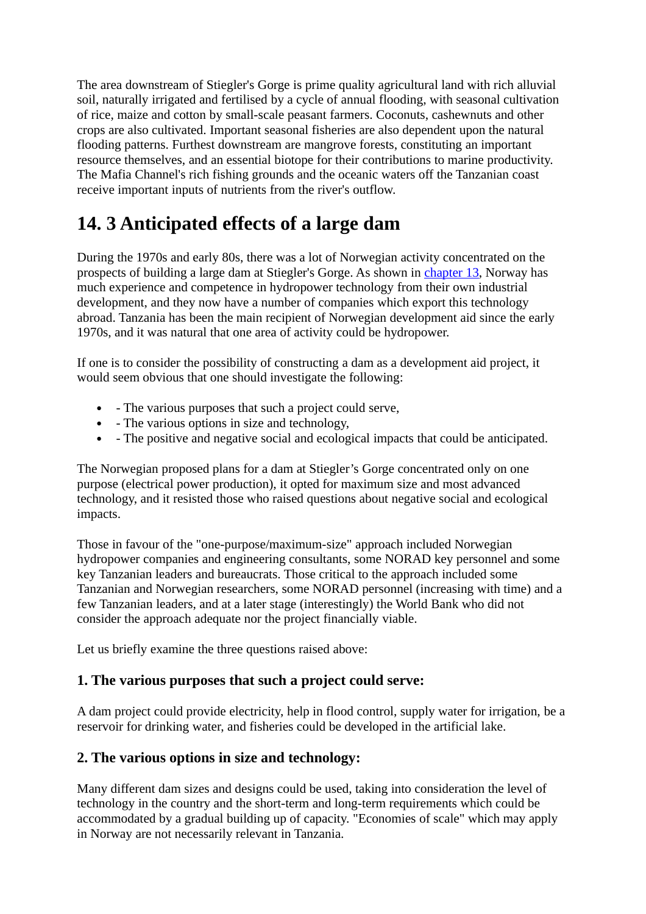The area downstream of Stiegler's Gorge is prime quality agricultural land with rich alluvial soil, naturally irrigated and fertilised by a cycle of annual flooding, with seasonal cultivation of rice, maize and cotton by small-scale peasant farmers. Coconuts, cashewnuts and other crops are also cultivated. Important seasonal fisheries are also dependent upon the natural flooding patterns. Furthest downstream are mangrove forests, constituting an important resource themselves, and an essential biotope for their contributions to marine productivity. The Mafia Channel's rich fishing grounds and the oceanic waters off the Tanzanian coast receive important inputs of nutrients from the river's outflow.

## 14. 3 Anticipated effects of a large dam

During the 1970s and early 80s, there was a lot of Norwegian activity concentrated on the prospects of building a large dam at Stiegler's Gorge. As shown in chapter 13, Norway has much experience and competence in hydropower technology from their own industrial development, and they now have a number of companies which export this technology abroad. Tanzania has been the main recipient of Norwegian development aid since the early 1970s, and it was natural that one area of activity could be hydropower.

If one is to consider the possibility of constructing a dam as a development aid project, it would seem obvious that one should investigate the following:

- - The various purposes that such a project could serve,
- - The various options in size and technology,
- - The positive and negative social and ecological impacts that could be anticipated.

The Norwegian proposed plans for a dam at Stiegler's Gorge concentrated only on one purpose (electrical power production), it opted for maximum size and most advanced technology, and it resisted those who raised questions about negative social and ecological impacts.

Those in favour of the "one-purpose/maximum-size" approach included Norwegian hydropower companies and engineering consultants, some NORAD key personnel and some key Tanzanian leaders and bureaucrats. Those critical to the approach included some Tanzanian and Norwegian researchers, some NORAD personnel (increasing with time) and a few Tanzanian leaders, and at a later stage (interestingly) the World Bank who did not consider the approach adequate nor the project financially viable.

Let us briefly examine the three questions raised above:

### 1. The various purposes that such a project could serve:

A dam project could provide electricity, help in flood control, supply water for irrigation, be a reservoir for drinking water, and fisheries could be developed in the artificial lake.

### 2. The various options in size and technology:

Many different dam sizes and designs could be used, taking into consideration the level of technology in the country and the short-term and long-term requirements which could be accommodated by a gradual building up of capacity. "Economies of scale" which may apply in Norway are not necessarily relevant in Tanzania.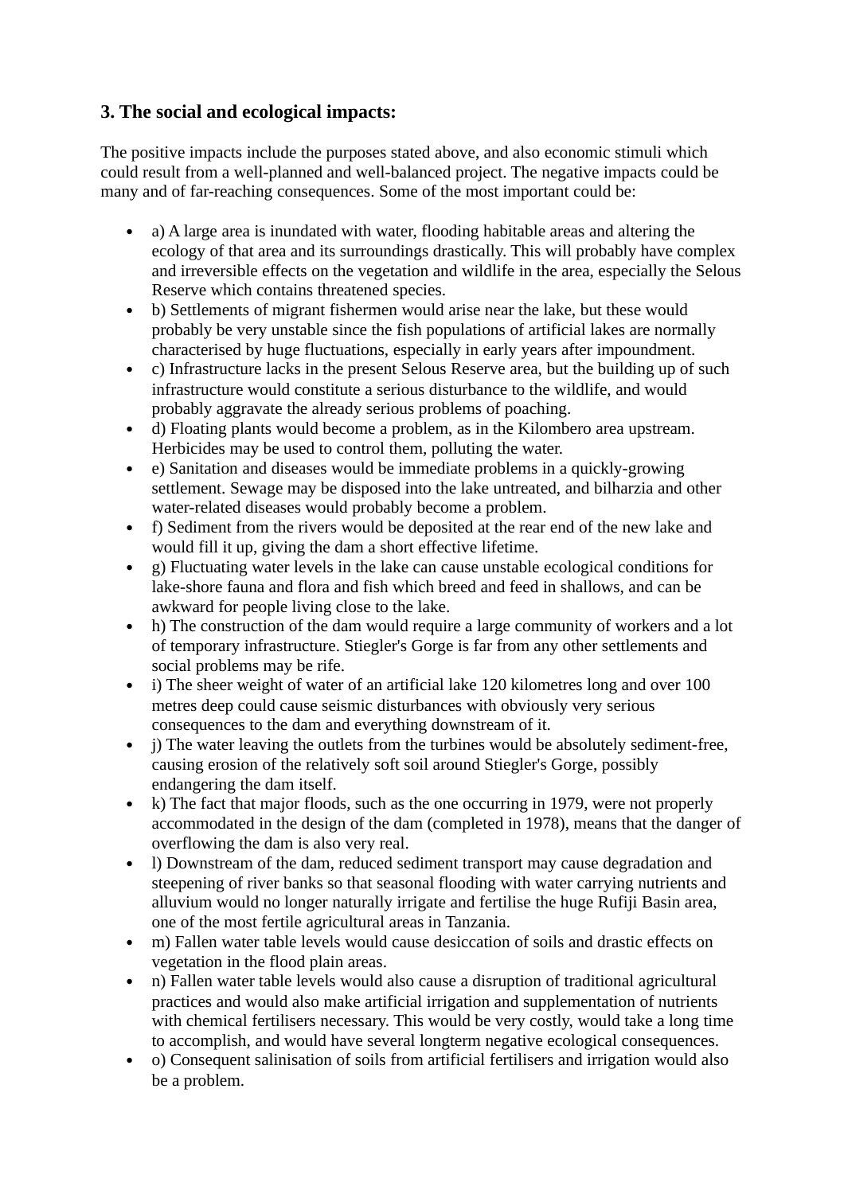## 3. The social and ecological impacts:

The positive impacts include the purposes stated above, and also economic stimuli which could result from a well-planned and well-balanced project. The negative impacts could be many and of far-reaching consequences. Some of the most important could be:

- a) A large area is inundated with water, flooding habitable areas and altering the ecology of that area and its surroundings drastically. This will probably have complex and irreversible effects on the vegetation and wildlife in the area, especially the Selous Reserve which contains threatened species.
- b) Settlements of migrant fishermen would arise near the lake, but these would probably be very unstable since the fish populations of artificial lakes are normally characterised by huge fluctuations, especially in early years after impoundment.
- c) Infrastructure lacks in the present Selous Reserve area, but the building up of such infrastructure would constitute a serious disturbance to the wildlife, and would probably aggravate the already serious problems of poaching.
- d) Floating plants would become a problem, as in the Kilombero area upstream. Herbicides may be used to control them, polluting the water.
- e) Sanitation and diseases would be immediate problems in a quickly-growing settlement. Sewage may be disposed into the lake untreated, and bilharzia and other water-related diseases would probably become a problem.
- f) Sediment from the rivers would be deposited at the rear end of the new lake and would fill it up, giving the dam a short effective lifetime.
- g) Fluctuating water levels in the lake can cause unstable ecological conditions for lake-shore fauna and flora and fish which breed and feed in shallows, and can be awkward for people living close to the lake.
- h) The construction of the dam would require a large community of workers and a lot of temporary infrastructure. Stiegler's Gorge is far from any other settlements and social problems may be rife.
- i) The sheer weight of water of an artificial lake 120 kilometres long and over 100 metres deep could cause seismic disturbances with obviously very serious consequences to the dam and everything downstream of it.
- j) The water leaving the outlets from the turbines would be absolutely sediment-free, causing erosion of the relatively soft soil around Stiegler's Gorge, possibly endangering the dam itself.
- k) The fact that major floods, such as the one occurring in 1979, were not properly accommodated in the design of the dam (completed in 1978), means that the danger of overflowing the dam is also very real.
- l) Downstream of the dam, reduced sediment transport may cause degradation and steepening of river banks so that seasonal flooding with water carrying nutrients and alluvium would no longer naturally irrigate and fertilise the huge Rufiji Basin area, one of the most fertile agricultural areas in Tanzania.
- m) Fallen water table levels would cause desiccation of soils and drastic effects on vegetation in the flood plain areas.
- n) Fallen water table levels would also cause a disruption of traditional agricultural practices and would also make artificial irrigation and supplementation of nutrients with chemical fertilisers necessary. This would be very costly, would take a long time to accomplish, and would have several longterm negative ecological consequences.
- o) Consequent salinisation of soils from artificial fertilisers and irrigation would also be a problem.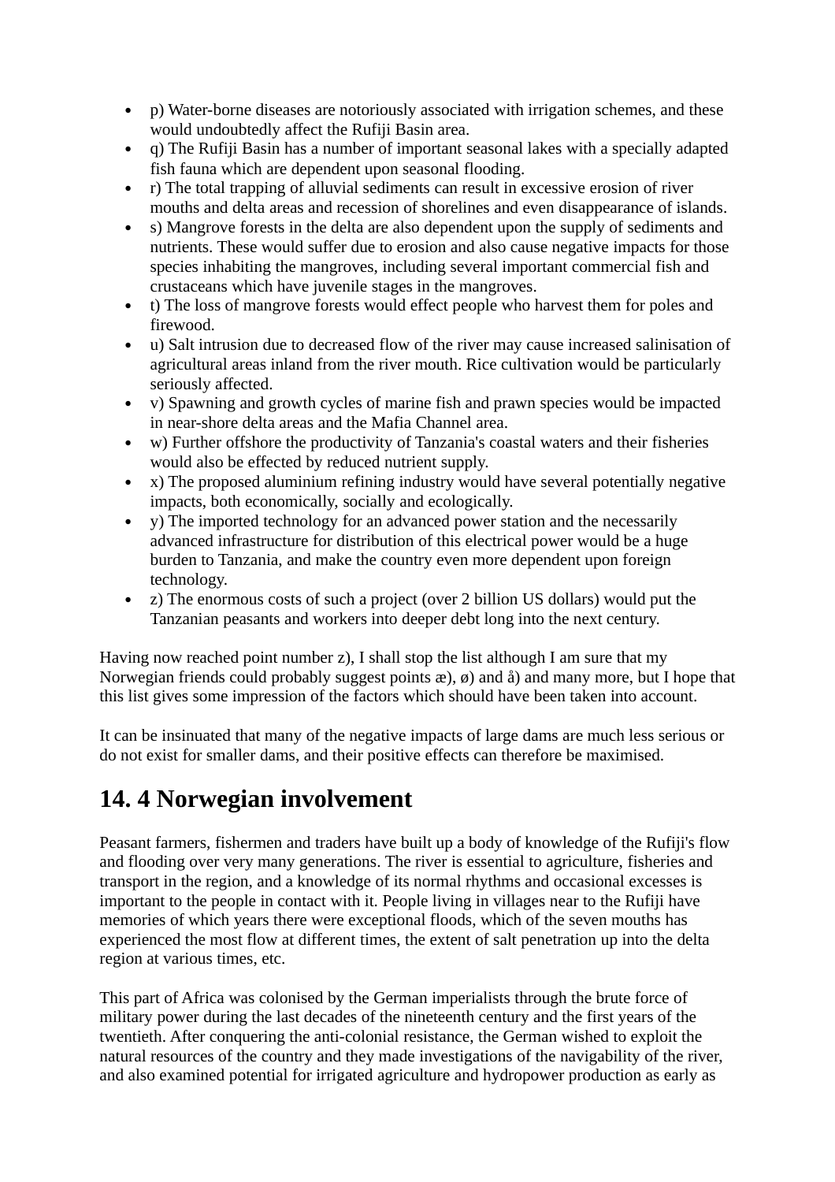- p) Water-borne diseases are notoriously associated with irrigation schemes, and these would undoubtedly affect the Rufiji Basin area.
- q) The Rufiji Basin has a number of important seasonal lakes with a specially adapted fish fauna which are dependent upon seasonal flooding.
- r) The total trapping of alluvial sediments can result in excessive erosion of river mouths and delta areas and recession of shorelines and even disappearance of islands.
- s) Mangrove forests in the delta are also dependent upon the supply of sediments and nutrients. These would suffer due to erosion and also cause negative impacts for those species inhabiting the mangroves, including several important commercial fish and crustaceans which have juvenile stages in the mangroves.
- t) The loss of mangrove forests would effect people who harvest them for poles and firewood.
- u) Salt intrusion due to decreased flow of the river may cause increased salinisation of agricultural areas inland from the river mouth. Rice cultivation would be particularly seriously affected.
- v) Spawning and growth cycles of marine fish and prawn species would be impacted in near-shore delta areas and the Mafia Channel area.
- w) Further offshore the productivity of Tanzania's coastal waters and their fisheries would also be effected by reduced nutrient supply.
- x) The proposed aluminium refining industry would have several potentially negative impacts, both economically, socially and ecologically.
- y) The imported technology for an advanced power station and the necessarily advanced infrastructure for distribution of this electrical power would be a huge burden to Tanzania, and make the country even more dependent upon foreign technology.
- z) The enormous costs of such a project (over 2 billion US dollars) would put the Tanzanian peasants and workers into deeper debt long into the next century.

Having now reached point number z), I shall stop the list although I am sure that my Norwegian friends could probably suggest points æ), ø) and å) and many more, but I hope that this list gives some impression of the factors which should have been taken into account.

It can be insinuated that many of the negative impacts of large dams are much less serious or do not exist for smaller dams, and their positive effects can therefore be maximised.

## 14. 4 Norwegian involvement

Peasant farmers, fishermen and traders have built up a body of knowledge of the Rufiji's flow and flooding over very many generations. The river is essential to agriculture, fisheries and transport in the region, and a knowledge of its normal rhythms and occasional excesses is important to the people in contact with it. People living in villages near to the Rufiji have memories of which years there were exceptional floods, which of the seven mouths has experienced the most flow at different times, the extent of salt penetration up into the delta region at various times, etc.

This part of Africa was colonised by the German imperialists through the brute force of military power during the last decades of the nineteenth century and the first years of the twentieth. After conquering the anti-colonial resistance, the German wished to exploit the natural resources of the country and they made investigations of the navigability of the river, and also examined potential for irrigated agriculture and hydropower production as early as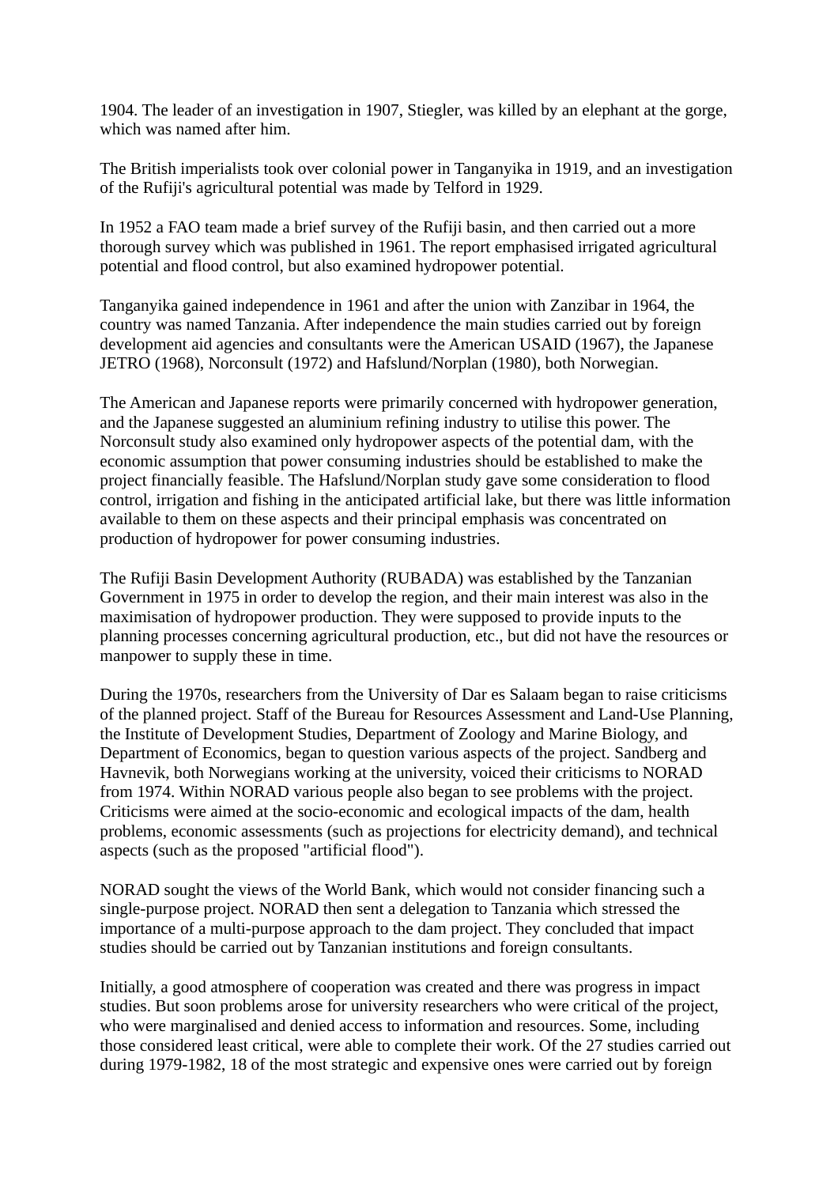1904. The leader of an investigation in 1907, Stiegler, was killed by an elephant at the gorge, which was named after him.

The British imperialists took over colonial power in Tanganyika in 1919, and an investigation of the Rufiji's agricultural potential was made by Telford in 1929.

In 1952 a FAO team made a brief survey of the Rufiji basin, and then carried out a more thorough survey which was published in 1961. The report emphasised irrigated agricultural potential and flood control, but also examined hydropower potential.

Tanganyika gained independence in 1961 and after the union with Zanzibar in 1964, the country was named Tanzania. After independence the main studies carried out by foreign development aid agencies and consultants were the American USAID (1967), the Japanese JETRO (1968), Norconsult (1972) and Hafslund/Norplan (1980), both Norwegian.

The American and Japanese reports were primarily concerned with hydropower generation, and the Japanese suggested an aluminium refining industry to utilise this power. The Norconsult study also examined only hydropower aspects of the potential dam, with the economic assumption that power consuming industries should be established to make the project financially feasible. The Hafslund/Norplan study gave some consideration to flood control, irrigation and fishing in the anticipated artificial lake, but there was little information available to them on these aspects and their principal emphasis was concentrated on production of hydropower for power consuming industries.

The Rufiji Basin Development Authority (RUBADA) was established by the Tanzanian Government in 1975 in order to develop the region, and their main interest was also in the maximisation of hydropower production. They were supposed to provide inputs to the planning processes concerning agricultural production, etc., but did not have the resources or manpower to supply these in time.

During the 1970s, researchers from the University of Dar es Salaam began to raise criticisms of the planned project. Staff of the Bureau for Resources Assessment and Land-Use Planning, the Institute of Development Studies, Department of Zoology and Marine Biology, and Department of Economics, began to question various aspects of the project. Sandberg and Havnevik, both Norwegians working at the university, voiced their criticisms to NORAD from 1974. Within NORAD various people also began to see problems with the project. Criticisms were aimed at the socio-economic and ecological impacts of the dam, health problems, economic assessments (such as projections for electricity demand), and technical aspects (such as the proposed "artificial flood").

NORAD sought the views of the World Bank, which would not consider financing such a single-purpose project. NORAD then sent a delegation to Tanzania which stressed the importance of a multi-purpose approach to the dam project. They concluded that impact studies should be carried out by Tanzanian institutions and foreign consultants.

Initially, a good atmosphere of cooperation was created and there was progress in impact studies. But soon problems arose for university researchers who were critical of the project, who were marginalised and denied access to information and resources. Some, including those considered least critical, were able to complete their work. Of the 27 studies carried out during 1979-1982, 18 of the most strategic and expensive ones were carried out by foreign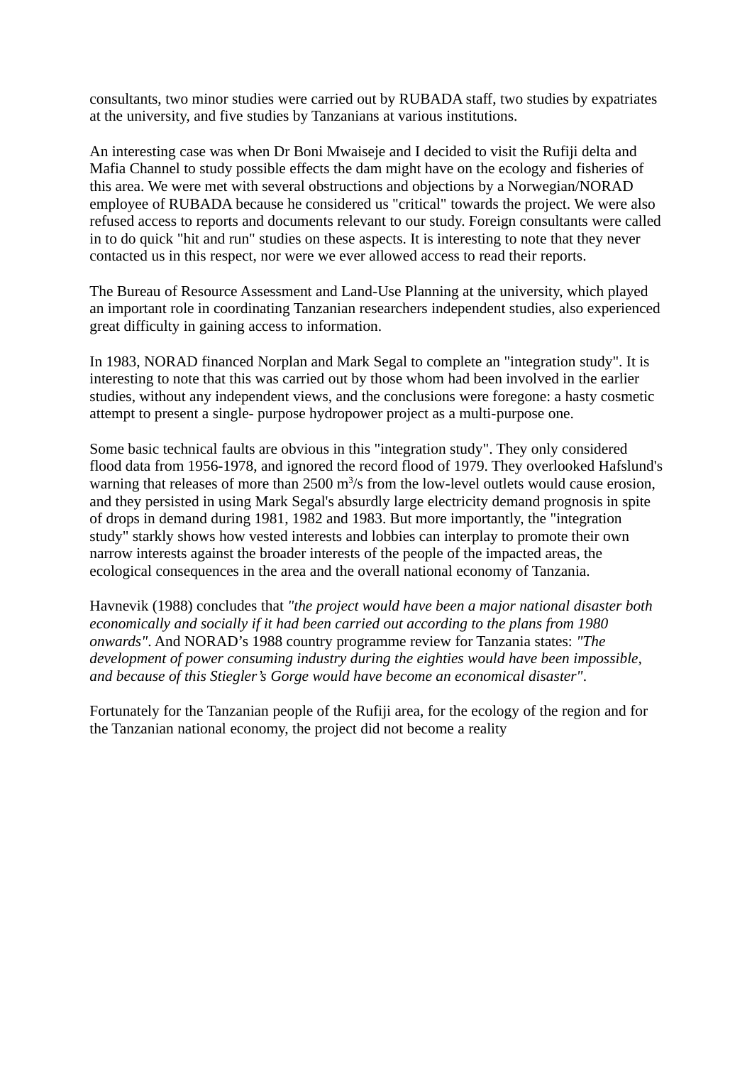consultants, two minor studies were carried out by RUBADA staff, two studies by expatriates at the university, and five studies by Tanzanians at various institutions.

An interesting case was when Dr Boni Mwaiseje and I decided to visit the Rufiji delta and Mafia Channel to study possible effects the dam might have on the ecology and fisheries of this area. We were met with several obstructions and objections by a Norwegian/NORAD employee of RUBADA because he considered us "critical" towards the project. We were also refused access to reports and documents relevant to our study. Foreign consultants were called in to do quick "hit and run" studies on these aspects. It is interesting to note that they never contacted us in this respect, nor were we ever allowed access to read their reports.

The Bureau of Resource Assessment and Land-Use Planning at the university, which played an important role in coordinating Tanzanian researchers independent studies, also experienced great difficulty in gaining access to information.

In 1983, NORAD financed Norplan and Mark Segal to complete an "integration study". It is interesting to note that this was carried out by those whom had been involved in the earlier studies, without any independent views, and the conclusions were foregone: a hasty cosmetic attempt to present a single- purpose hydropower project as a multi-purpose one.

Some basic technical faults are obvious in this "integration study". They only considered flood data from 1956-1978, and ignored the record flood of 1979. They overlooked Hafslund's warning that releases of more than 2500 $m^3/s$ from the low-level outlets would cause erosion, and they persisted in using Mark Segal's absurdly large electricity demand prognosis in spite of drops in demand during 1981, 1982 and 1983. But more importantly, the "integration study" starkly shows how vested interests and lobbies can interplay to promote their own narrow interests against the broader interests of the people of the impacted areas, the ecological consequences in the area and the overall national economy of Tanzania.

Havnevik (1988) concludes that *"the project would have been a major national disaster both economically and socially if it had been carried out according to the plans from 1980 onwards"*. And NORAD's 1988 country programme review for Tanzania states: *"The development of power consuming industry during the eighties would have been impossible, and because of this Stiegler's Gorge would have become an economical disaster"*.

Fortunately for the Tanzanian people of the Rufiji area, for the ecology of the region and for the Tanzanian national economy, the project did not become a reality